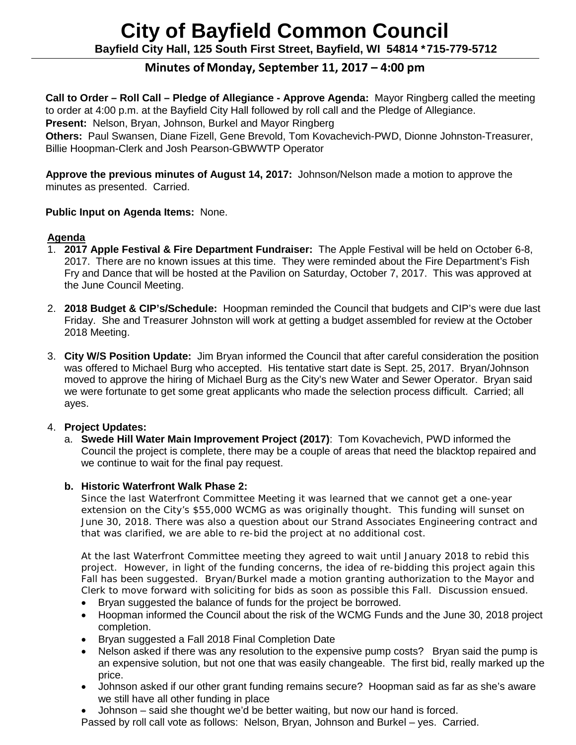# City of Bayfield Common Council

**Bayfield City Hall, 125 South First Street, Bayfield, WI 54814 *715-779-5712**

## Minutes of Monday, September 11, 2017 – 4:00 pm

**Call to Order – Roll Call – Pledge of Allegiance - Approve Agenda:** Mayor Ringberg called the meeting to order at 4:00 p.m. at the Bayfield City Hall followed by roll call and the Pledge of Allegiance.
**Present:** Nelson, Bryan, Johnson, Burkel and Mayor Ringberg
**Others:** Paul Swansen, Diane Fizell, Gene Brevold, Tom Kovachevich-PWD, Dionne Johnston-Treasurer, Billie Hoopman-Clerk and Josh Pearson-GBWWTP Operator

**Approve the previous minutes of August 14, 2017:** Johnson/Nelson made a motion to approve the minutes as presented. Carried.

**Public Input on Agenda Items:** None.

**Agenda**

1. **2017 Apple Festival & Fire Department Fundraiser:** The Apple Festival will be held on October 6-8, 2017. There are no known issues at this time. They were reminded about the Fire Department's Fish Fry and Dance that will be hosted at the Pavilion on Saturday, October 7, 2017. This was approved at the June Council Meeting.

2. **2018 Budget & CIP's/Schedule:** Hoopman reminded the Council that budgets and CIP's were due last Friday. She and Treasurer Johnston will work at getting a budget assembled for review at the October 2018 Meeting.

3. **City W/S Position Update:** Jim Bryan informed the Council that after careful consideration the position was offered to Michael Burg who accepted. His tentative start date is Sept. 25, 2017. Bryan/Johnson moved to approve the hiring of Michael Burg as the City's new Water and Sewer Operator. Bryan said we were fortunate to get some great applicants who made the selection process difficult. Carried; all ayes.

4. **Project Updates:**
   a. **Swede Hill Water Main Improvement Project (2017)**: Tom Kovachevich, PWD informed the Council the project is complete, there may be a couple of areas that need the blacktop repaired and we continue to wait for the final pay request.

   **b. Historic Waterfront Walk Phase 2:**
   Since the last Waterfront Committee Meeting it was learned that we cannot get a one-year extension on the City's $55,000 WCMG as was originally thought. This funding will sunset on June 30, 2018. There was also a question about our Strand Associates Engineering contract and that was clarified, we are able to re-bid the project at no additional cost.

   At the last Waterfront Committee meeting they agreed to wait until January 2018 to rebid this project. However, in light of the funding concerns, the idea of re-bidding this project again this Fall has been suggested. Bryan/Burkel made a motion granting authorization to the Mayor and Clerk to move forward with soliciting for bids as soon as possible this Fall. Discussion ensued.

   - Bryan suggested the balance of funds for the project be borrowed.
   - Hoopman informed the Council about the risk of the WCMG Funds and the June 30, 2018 project completion.
   - Bryan suggested a Fall 2018 Final Completion Date
   - Nelson asked if there was any resolution to the expensive pump costs? Bryan said the pump is an expensive solution, but not one that was easily changeable. The first bid, really marked up the price.
   - Johnson asked if our other grant funding remains secure? Hoopman said as far as she's aware we still have all other funding in place
   - Johnson – said she thought we'd be better waiting, but now our hand is forced.

   Passed by roll call vote as follows: Nelson, Bryan, Johnson and Burkel – yes. Carried.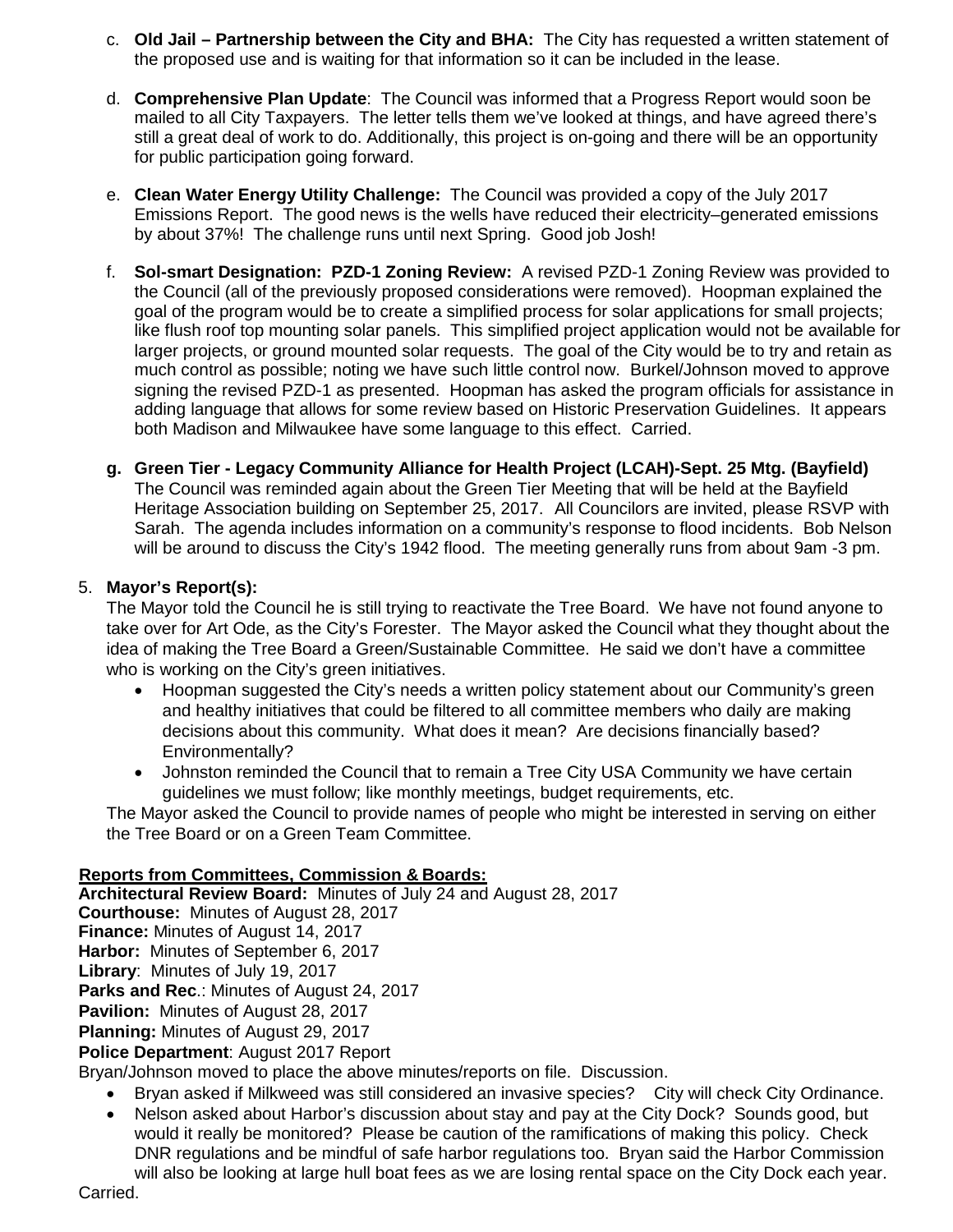c. **Old Jail – Partnership between the City and BHA:** The City has requested a written statement of the proposed use and is waiting for that information so it can be included in the lease.

d. **Comprehensive Plan Update**: The Council was informed that a Progress Report would soon be mailed to all City Taxpayers. The letter tells them we've looked at things, and have agreed there's still a great deal of work to do. Additionally, this project is on-going and there will be an opportunity for public participation going forward.

e. **Clean Water Energy Utility Challenge:** The Council was provided a copy of the July 2017 Emissions Report. The good news is the wells have reduced their electricity–generated emissions by about 37%! The challenge runs until next Spring. Good job Josh!

f. **Sol-smart Designation: PZD-1 Zoning Review:** A revised PZD-1 Zoning Review was provided to the Council (all of the previously proposed considerations were removed). Hoopman explained the goal of the program would be to create a simplified process for solar applications for small projects; like flush roof top mounting solar panels. This simplified project application would not be available for larger projects, or ground mounted solar requests. The goal of the City would be to try and retain as much control as possible; noting we have such little control now. Burkel/Johnson moved to approve signing the revised PZD-1 as presented. Hoopman has asked the program officials for assistance in adding language that allows for some review based on Historic Preservation Guidelines. It appears both Madison and Milwaukee have some language to this effect. Carried.

g. **Green Tier - Legacy Community Alliance for Health Project (LCAH)-Sept. 25 Mtg. (Bayfield)** The Council was reminded again about the Green Tier Meeting that will be held at the Bayfield Heritage Association building on September 25, 2017. All Councilors are invited, please RSVP with Sarah. The agenda includes information on a community's response to flood incidents. Bob Nelson will be around to discuss the City's 1942 flood. The meeting generally runs from about 9am -3 pm.

5. **Mayor's Report(s):**
The Mayor told the Council he is still trying to reactivate the Tree Board. We have not found anyone to take over for Art Ode, as the City's Forester. The Mayor asked the Council what they thought about the idea of making the Tree Board a Green/Sustainable Committee. He said we don't have a committee who is working on the City's green initiatives.
   - Hoopman suggested the City's needs a written policy statement about our Community's green and healthy initiatives that could be filtered to all committee members who daily are making decisions about this community. What does it mean? Are decisions financially based? Environmentally?
   - Johnston reminded the Council that to remain a Tree City USA Community we have certain guidelines we must follow; like monthly meetings, budget requirements, etc.

The Mayor asked the Council to provide names of people who might be interested in serving on either the Tree Board or on a Green Team Committee.

**Reports from Committees, Commission & Boards:**
**Architectural Review Board:** Minutes of July 24 and August 28, 2017
**Courthouse:** Minutes of August 28, 2017
**Finance:** Minutes of August 14, 2017
**Harbor:** Minutes of September 6, 2017
**Library**: Minutes of July 19, 2017
**Parks and Rec**.: Minutes of August 24, 2017
**Pavilion:** Minutes of August 28, 2017
**Planning:** Minutes of August 29, 2017
**Police Department**: August 2017 Report
Bryan/Johnson moved to place the above minutes/reports on file. Discussion.
   - Bryan asked if Milkweed was still considered an invasive species? City will check City Ordinance.
   - Nelson asked about Harbor's discussion about stay and pay at the City Dock? Sounds good, but would it really be monitored? Please be caution of the ramifications of making this policy. Check DNR regulations and be mindful of safe harbor regulations too. Bryan said the Harbor Commission will also be looking at large hull boat fees as we are losing rental space on the City Dock each year.

Carried.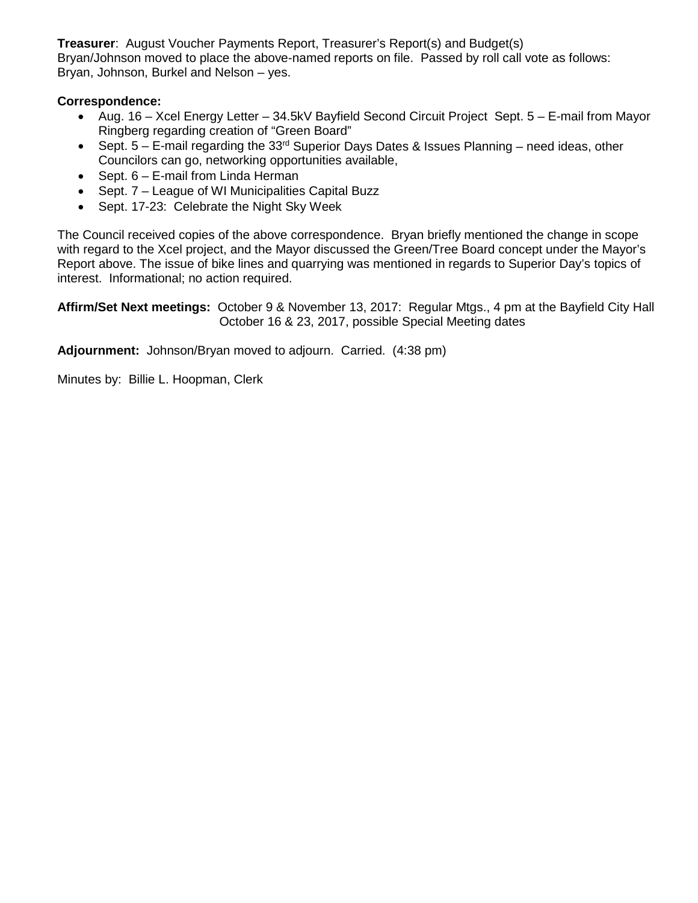**Treasurer**: August Voucher Payments Report, Treasurer's Report(s) and Budget(s)
Bryan/Johnson moved to place the above-named reports on file. Passed by roll call vote as follows: Bryan, Johnson, Burkel and Nelson – yes.

**Correspondence:**

- Aug. 16 – Xcel Energy Letter – 34.5kV Bayfield Second Circuit Project Sept. 5 – E-mail from Mayor Ringberg regarding creation of "Green Board"
- Sept. 5 – E-mail regarding the 33rd Superior Days Dates & Issues Planning – need ideas, other Councilors can go, networking opportunities available,
- Sept. 6 – E-mail from Linda Herman
- Sept. 7 – League of WI Municipalities Capital Buzz
- Sept. 17-23: Celebrate the Night Sky Week

The Council received copies of the above correspondence. Bryan briefly mentioned the change in scope with regard to the Xcel project, and the Mayor discussed the Green/Tree Board concept under the Mayor's Report above. The issue of bike lines and quarrying was mentioned in regards to Superior Day's topics of interest. Informational; no action required.

**Affirm/Set Next meetings:** October 9 & November 13, 2017: Regular Mtgs., 4 pm at the Bayfield City Hall
October 16 & 23, 2017, possible Special Meeting dates

**Adjournment:** Johnson/Bryan moved to adjourn. Carried. (4:38 pm)

Minutes by: Billie L. Hoopman, Clerk